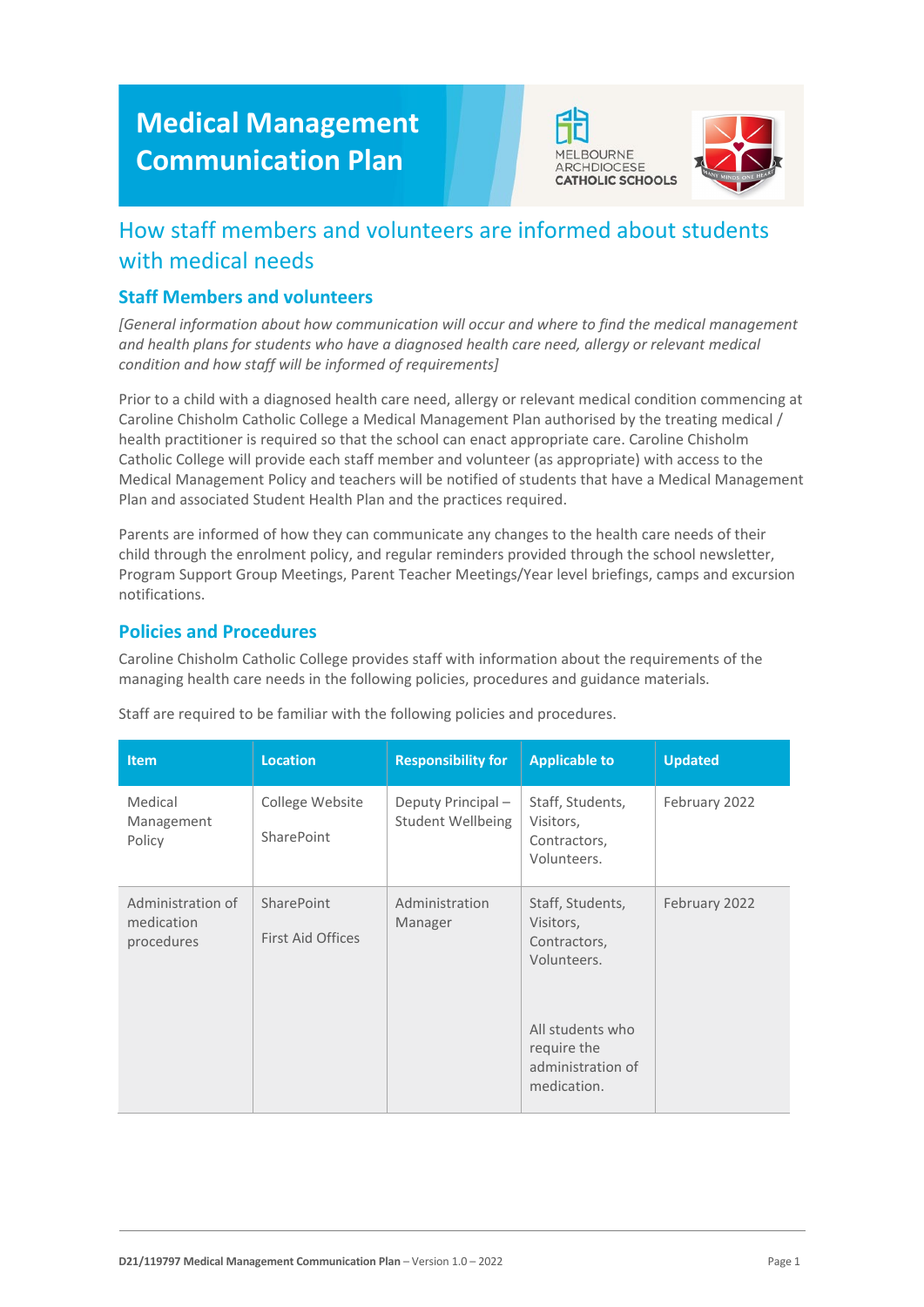# Medical Management Communication Plan

## How staff members and volunteers are informed about students with medical needs

### Staff Members and volunteers

*[General information about how communication will occur and where to find the medical management and health plans for students who have a diagnosed health care need, allergy or relevant medical condition and how staff will be informed of requirements]*

Prior to a child with a diagnosed health care need, allergy or relevant medical condition commencing at Caroline Chisholm Catholic College a Medical Management Plan authorised by the treating medical / health practitioner is required so that the school can enact appropriate care. Caroline Chisholm Catholic College will provide each staff member and volunteer (as appropriate) with access to the Medical Management Policy and teachers will be notified of students that have a Medical Management Plan and associated Student Health Plan and the practices required.

Parents are informed of how they can communicate any changes to the health care needs of their child through the enrolment policy, and regular reminders provided through the school newsletter, Program Support Group Meetings, Parent Teacher Meetings/Year level briefings, camps and excursion notifications.

### Policies and Procedures

Caroline Chisholm Catholic College provides staff with information about the requirements of the managing health care needs in the following policies, procedures and guidance materials.

Staff are required to be familiar with the following policies and procedures.

| Item | Location | Responsibility for | Applicable to | Updated |
|---|---|---|---|---|
| Medical Management Policy | College Website<br><br>SharePoint | Deputy Principal – Student Wellbeing | Staff, Students, Visitors, Contractors, Volunteers. | February 2022 |
| Administration of medication procedures | SharePoint<br><br>First Aid Offices | Administration Manager | Staff, Students, Visitors, Contractors, Volunteers.<br><br>All students who require the administration of medication. | February 2022 |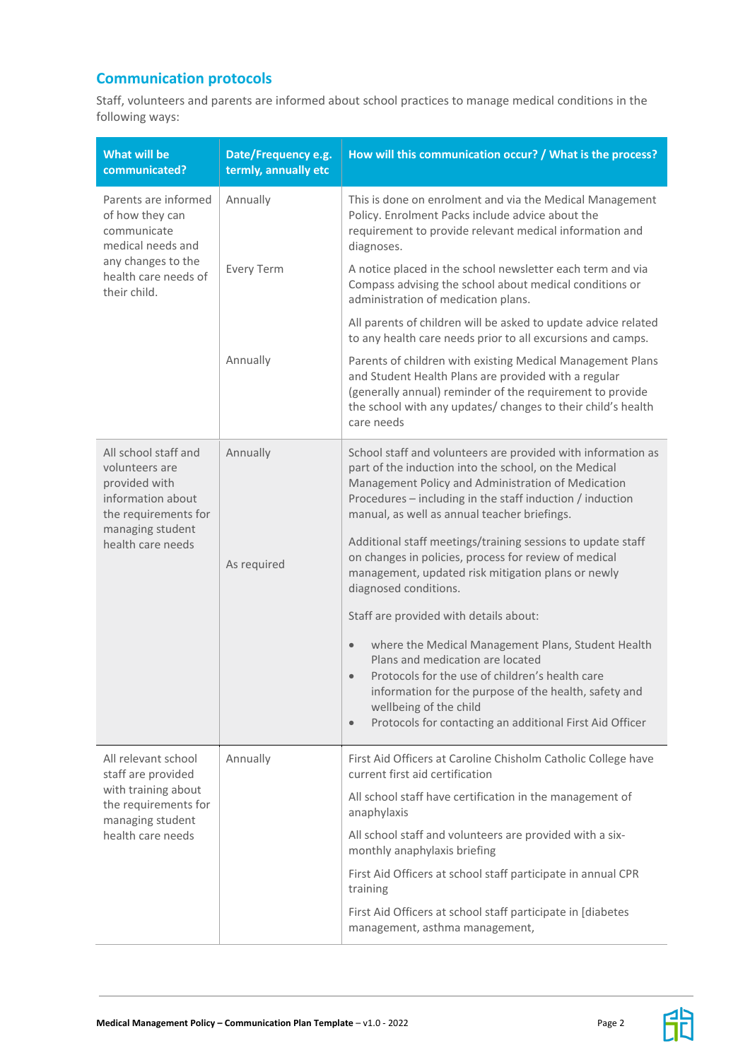## Communication protocols

Staff, volunteers and parents are informed about school practices to manage medical conditions in the following ways:

| What will be communicated? | Date/Frequency e.g. termly, annually etc | How will this communication occur? / What is the process? |
|---|---|---|
| Parents are informed of how they can communicate medical needs and any changes to the health care needs of their child. | Annually | This is done on enrolment and via the Medical Management Policy. Enrolment Packs include advice about the requirement to provide relevant medical information and diagnoses. |
| | Every Term | A notice placed in the school newsletter each term and via Compass advising the school about medical conditions or administration of medication plans.<br><br>All parents of children will be asked to update advice related to any health care needs prior to all excursions and camps. |
| | Annually | Parents of children with existing Medical Management Plans and Student Health Plans are provided with a regular (generally annual) reminder of the requirement to provide the school with any updates/ changes to their child's health care needs |
| All school staff and volunteers are provided with information about the requirements for managing student health care needs | Annually | School staff and volunteers are provided with information as part of the induction into the school, on the Medical Management Policy and Administration of Medication Procedures – including in the staff induction / induction manual, as well as annual teacher briefings. |
| | As required | Additional staff meetings/training sessions to update staff on changes in policies, process for review of medical management, updated risk mitigation plans or newly diagnosed conditions.<br><br>Staff are provided with details about:<br>• where the Medical Management Plans, Student Health Plans and medication are located<br>• Protocols for the use of children's health care information for the purpose of the health, safety and wellbeing of the child<br>• Protocols for contacting an additional First Aid Officer |
| All relevant school staff are provided with training about the requirements for managing student health care needs | Annually | First Aid Officers at Caroline Chisholm Catholic College have current first aid certification<br><br>All school staff have certification in the management of anaphylaxis<br><br>All school staff and volunteers are provided with a six-monthly anaphylaxis briefing<br><br>First Aid Officers at school staff participate in annual CPR training<br><br>First Aid Officers at school staff participate in [diabetes management, asthma management, |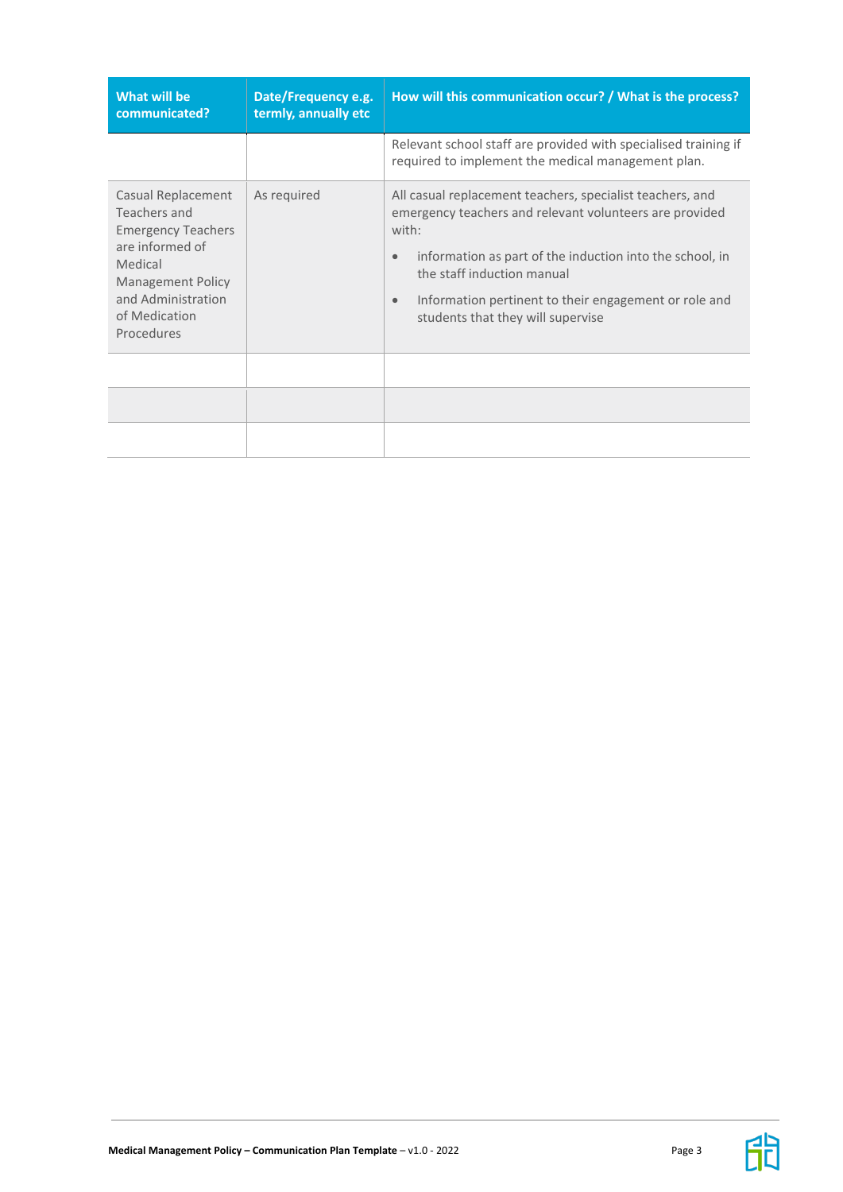| What will be communicated? | Date/Frequency e.g. termly, annually etc | How will this communication occur? / What is the process? |
|---|---|---|
| | | Relevant school staff are provided with specialised training if required to implement the medical management plan. |
| Casual Replacement Teachers and Emergency Teachers are informed of Medical Management Policy and Administration of Medication Procedures | As required | All casual replacement teachers, specialist teachers, and emergency teachers and relevant volunteers are provided with:<br>• information as part of the induction into the school, in the staff induction manual<br>• Information pertinent to their engagement or role and students that they will supervise |
| | | |
| | | |
| | | |